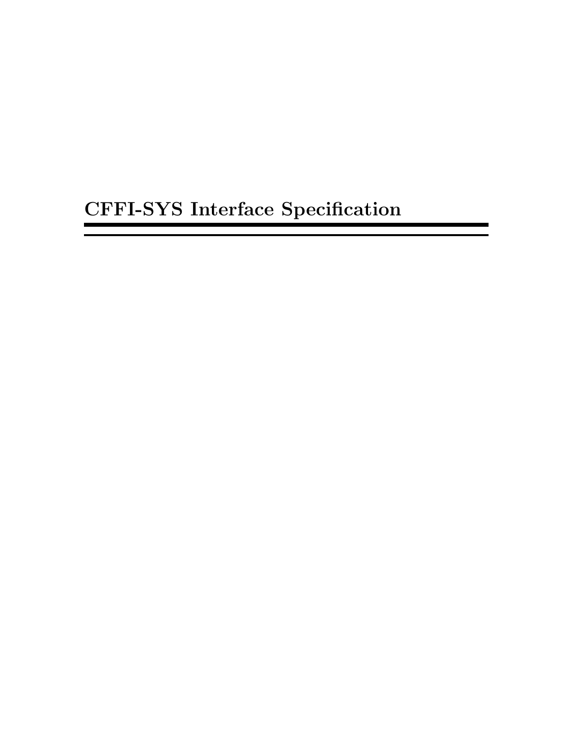# CFFI-SYS Interface Specification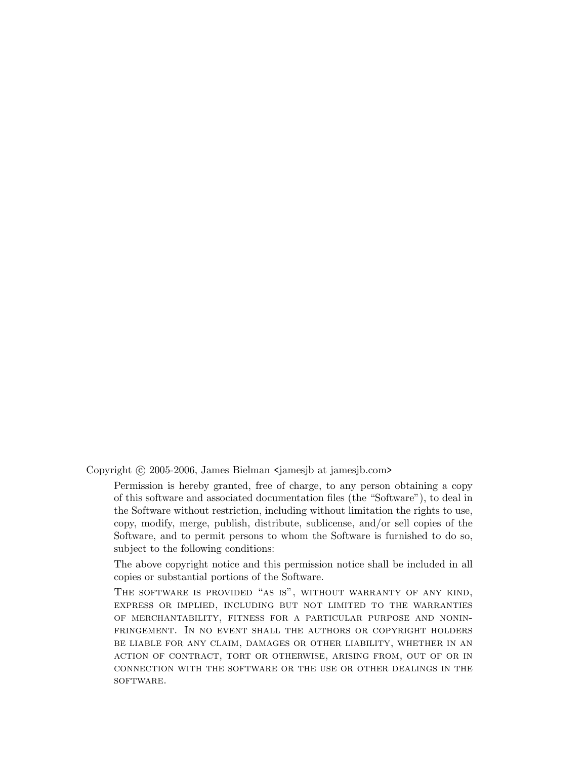Copyright © 2005-2006, James Bielman <jamesjb at jamesjb.com>

> Permission is hereby granted, free of charge, to any person obtaining a copy of this software and associated documentation files (the "Software"), to deal in the Software without restriction, including without limitation the rights to use, copy, modify, merge, publish, distribute, sublicense, and/or sell copies of the Software, and to permit persons to whom the Software is furnished to do so, subject to the following conditions:
>
> The above copyright notice and this permission notice shall be included in all copies or substantial portions of the Software.
>
> THE SOFTWARE IS PROVIDED "AS IS", WITHOUT WARRANTY OF ANY KIND, EXPRESS OR IMPLIED, INCLUDING BUT NOT LIMITED TO THE WARRANTIES OF MERCHANTABILITY, FITNESS FOR A PARTICULAR PURPOSE AND NONINFRINGEMENT. IN NO EVENT SHALL THE AUTHORS OR COPYRIGHT HOLDERS BE LIABLE FOR ANY CLAIM, DAMAGES OR OTHER LIABILITY, WHETHER IN AN ACTION OF CONTRACT, TORT OR OTHERWISE, ARISING FROM, OUT OF OR IN CONNECTION WITH THE SOFTWARE OR THE USE OR OTHER DEALINGS IN THE SOFTWARE.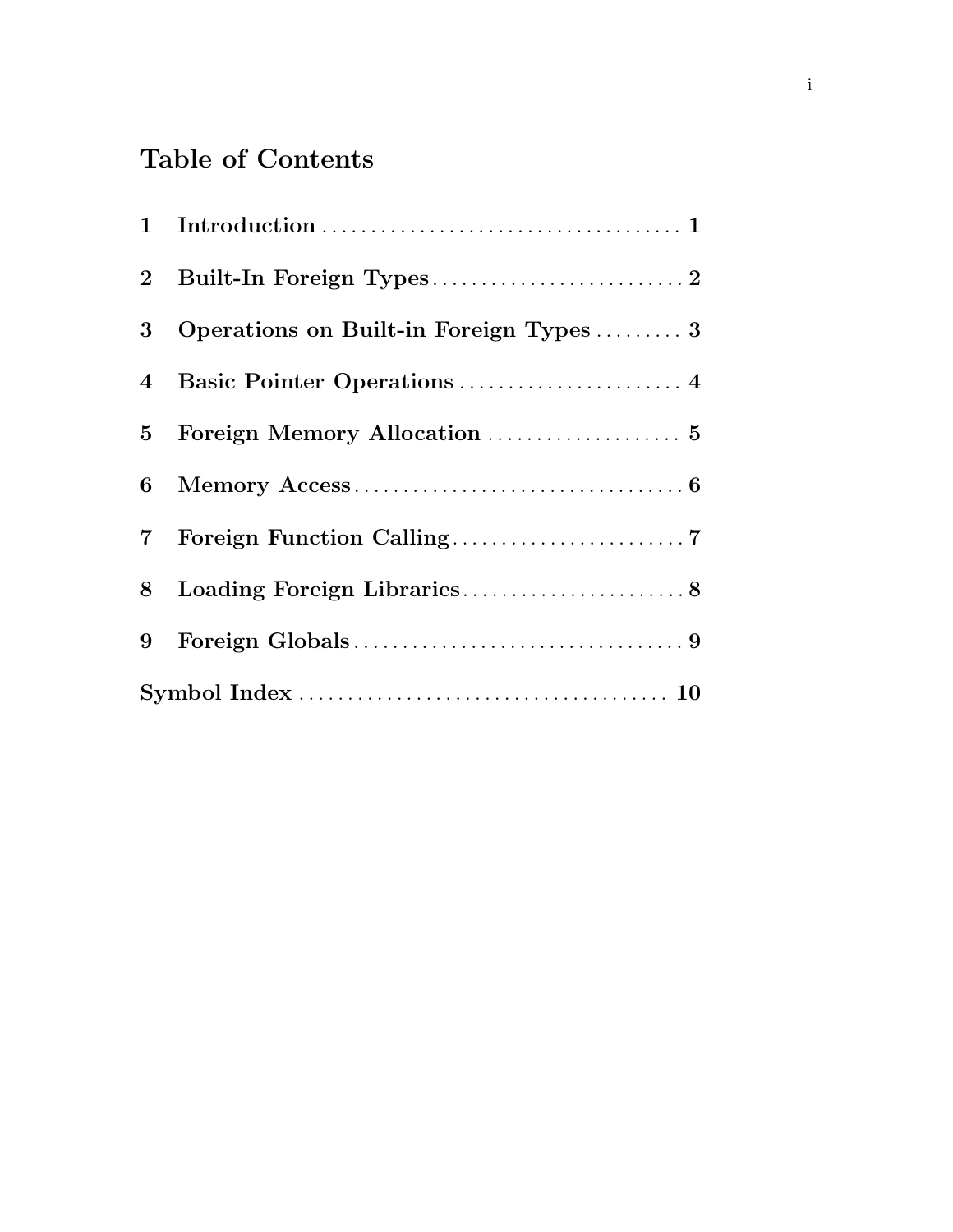# Table of Contents

1 Introduction ..................................... 1

2 Built-In Foreign Types ........................... 2

3 Operations on Built-in Foreign Types ......... 3

4 Basic Pointer Operations ........................ 4

5 Foreign Memory Allocation ..................... 5

6 Memory Access .................................. 6

7 Foreign Function Calling ......................... 7

8 Loading Foreign Libraries ........................ 8

9 Foreign Globals .................................. 9

Symbol Index ...................................... 10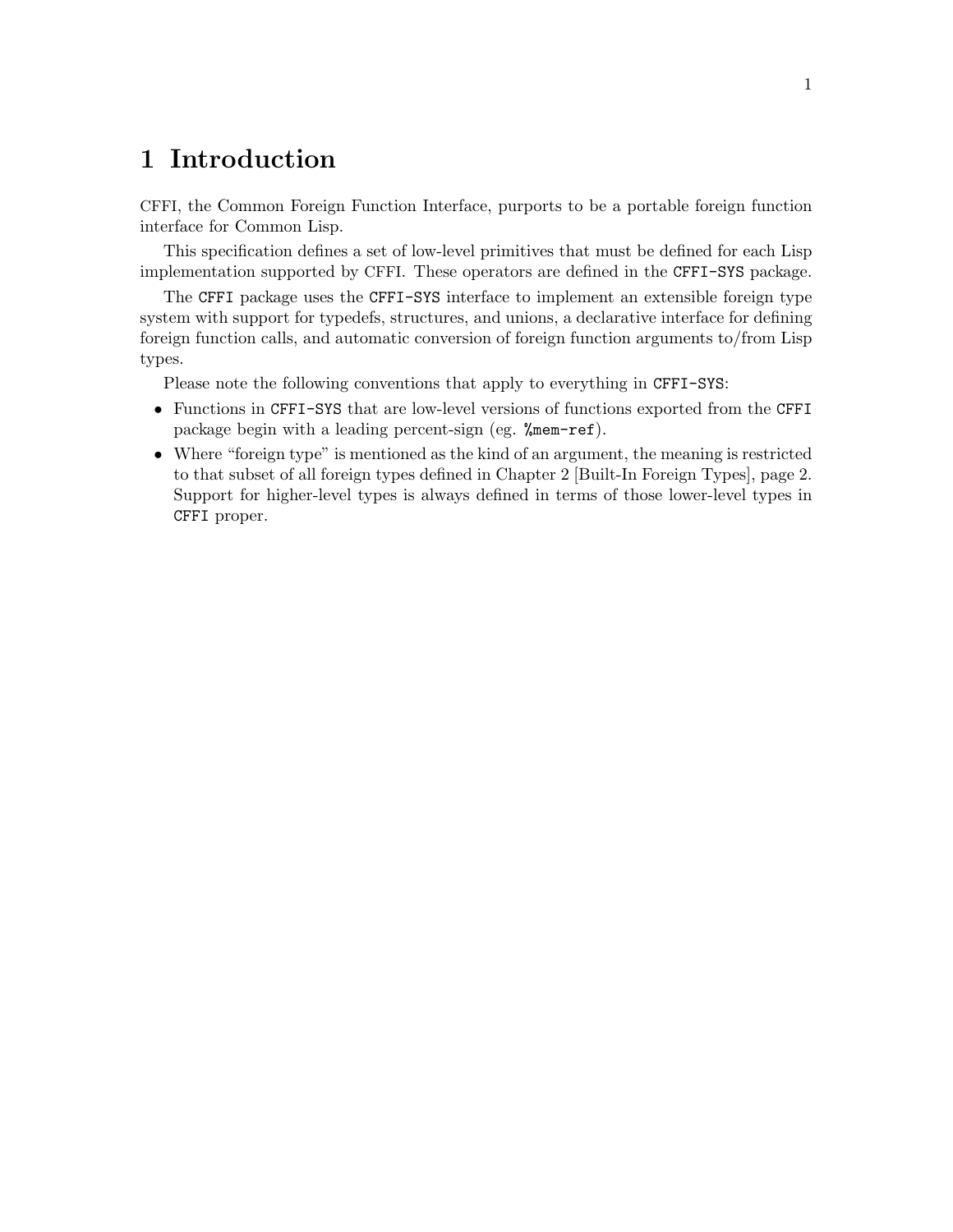# 1 Introduction

CFFI, the Common Foreign Function Interface, purports to be a portable foreign function interface for Common Lisp.

This specification defines a set of low-level primitives that must be defined for each Lisp implementation supported by CFFI. These operators are defined in the `CFFI-SYS` package.

The `CFFI` package uses the `CFFI-SYS` interface to implement an extensible foreign type system with support for typedefs, structures, and unions, a declarative interface for defining foreign function calls, and automatic conversion of foreign function arguments to/from Lisp types.

Please note the following conventions that apply to everything in `CFFI-SYS`:

- Functions in `CFFI-SYS` that are low-level versions of functions exported from the `CFFI` package begin with a leading percent-sign (eg. `%mem-ref`).
- Where "foreign type" is mentioned as the kind of an argument, the meaning is restricted to that subset of all foreign types defined in Chapter 2 [Built-In Foreign Types], page 2. Support for higher-level types is always defined in terms of those lower-level types in `CFFI` proper.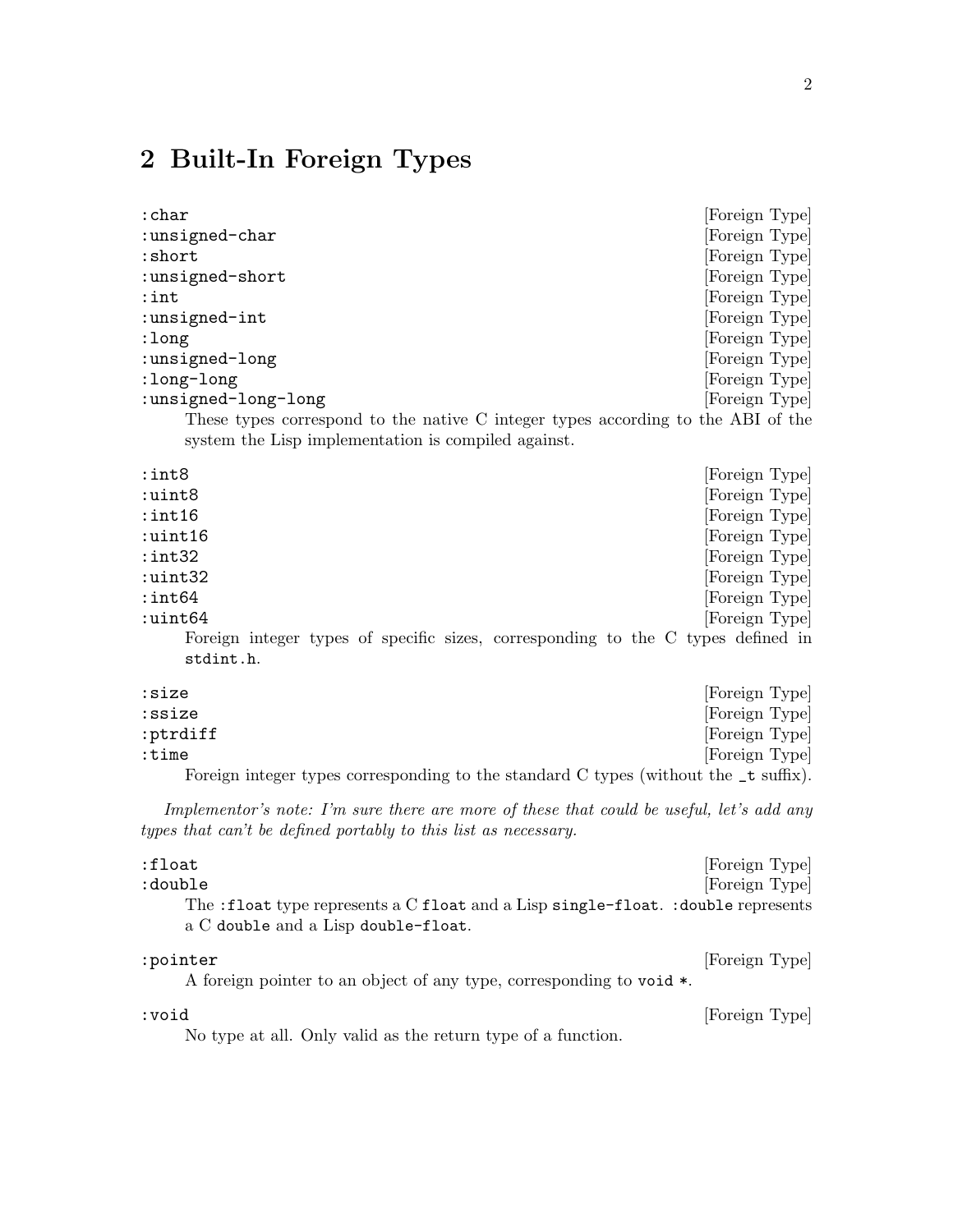# 2 Built-In Foreign Types

`:char` [Foreign Type]
`:unsigned-char` [Foreign Type]
`:short` [Foreign Type]
`:unsigned-short` [Foreign Type]
`:int` [Foreign Type]
`:unsigned-int` [Foreign Type]
`:long` [Foreign Type]
`:unsigned-long` [Foreign Type]
`:long-long` [Foreign Type]
`:unsigned-long-long` [Foreign Type]

These types correspond to the native C integer types according to the ABI of the system the Lisp implementation is compiled against.

`:int8` [Foreign Type]
`:uint8` [Foreign Type]
`:int16` [Foreign Type]
`:uint16` [Foreign Type]
`:int32` [Foreign Type]
`:uint32` [Foreign Type]
`:int64` [Foreign Type]
`:uint64` [Foreign Type]

Foreign integer types of specific sizes, corresponding to the C types defined in `stdint.h`.

`:size` [Foreign Type]
`:ssize` [Foreign Type]
`:ptrdiff` [Foreign Type]
`:time` [Foreign Type]

Foreign integer types corresponding to the standard C types (without the `_t` suffix).

*Implementor's note: I'm sure there are more of these that could be useful, let's add any types that can't be defined portably to this list as necessary.*

`:float` [Foreign Type]
`:double` [Foreign Type]

The `:float` type represents a C `float` and a Lisp `single-float`. `:double` represents a C `double` and a Lisp `double-float`.

`:pointer` [Foreign Type]

A foreign pointer to an object of any type, corresponding to `void *`.

`:void` [Foreign Type]

No type at all. Only valid as the return type of a function.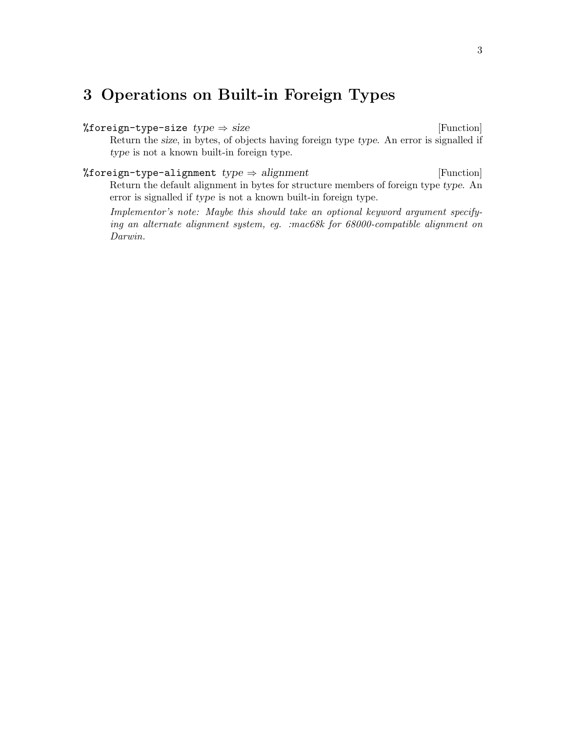# 3 Operations on Built-in Foreign Types

`%foreign-type-size` *type* ⇒ *size* [Function]

Return the *size*, in bytes, of objects having foreign type *type*. An error is signalled if *type* is not a known built-in foreign type.

`%foreign-type-alignment` *type* ⇒ *alignment* [Function]

Return the default alignment in bytes for structure members of foreign type *type*. An error is signalled if *type* is not a known built-in foreign type.

*Implementor's note: Maybe this should take an optional keyword argument specifying an alternate alignment system, eg. :mac68k for 68000-compatible alignment on Darwin.*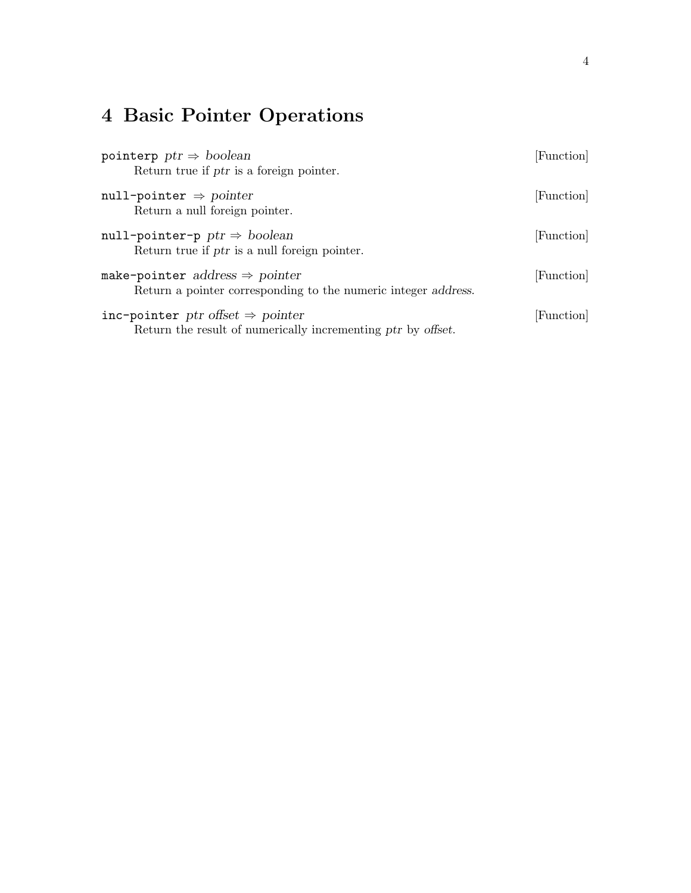# 4 Basic Pointer Operations

`pointerp` *ptr* ⇒ *boolean* [Function]

Return true if *ptr* is a foreign pointer.

`null-pointer` ⇒ *pointer* [Function]

Return a null foreign pointer.

`null-pointer-p` *ptr* ⇒ *boolean* [Function]

Return true if *ptr* is a null foreign pointer.

`make-pointer` *address* ⇒ *pointer* [Function]

Return a pointer corresponding to the numeric integer *address*.

`inc-pointer` *ptr offset* ⇒ *pointer* [Function]

Return the result of numerically incrementing *ptr* by *offset*.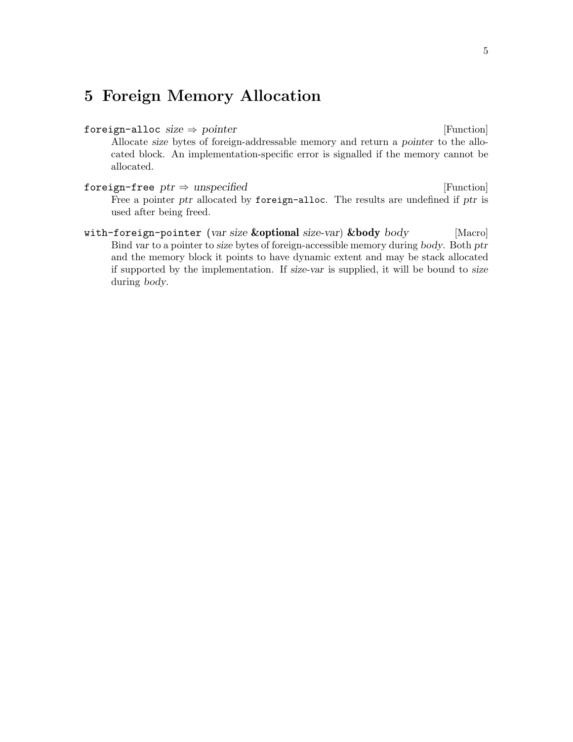# 5 Foreign Memory Allocation

`foreign-alloc` *size* ⇒ *pointer* [Function]

Allocate *size* bytes of foreign-addressable memory and return a *pointer* to the allocated block. An implementation-specific error is signalled if the memory cannot be allocated.

`foreign-free` *ptr* ⇒ *unspecified* [Function]

Free a pointer *ptr* allocated by `foreign-alloc`. The results are undefined if *ptr* is used after being freed.

`with-foreign-pointer` (*var size* **&optional** *size-var*) **&body** *body* [Macro]

Bind *var* to a pointer to *size* bytes of foreign-accessible memory during *body*. Both *ptr* and the memory block it points to have dynamic extent and may be stack allocated if supported by the implementation. If *size-var* is supplied, it will be bound to *size* during *body*.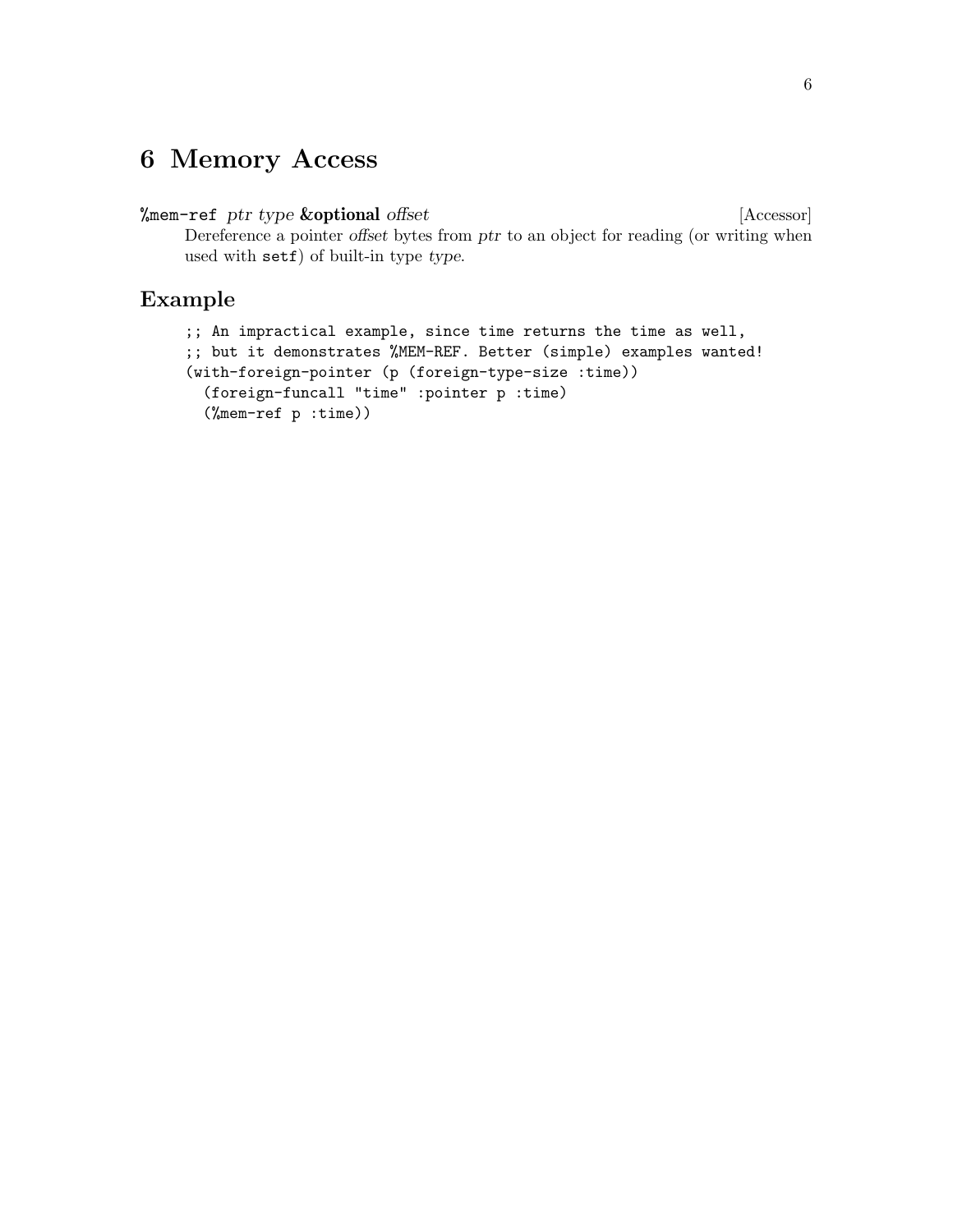# 6 Memory Access

`%mem-ref` *ptr type* **&optional** *offset* [Accessor]

Dereference a pointer *offset* bytes from *ptr* to an object for reading (or writing when used with `setf`) of built-in type *type*.

## Example

```
;; An impractical example, since time returns the time as well,
;; but it demonstrates %MEM-REF. Better (simple) examples wanted!
(with-foreign-pointer (p (foreign-type-size :time))
  (foreign-funcall "time" :pointer p :time)
  (%mem-ref p :time))
```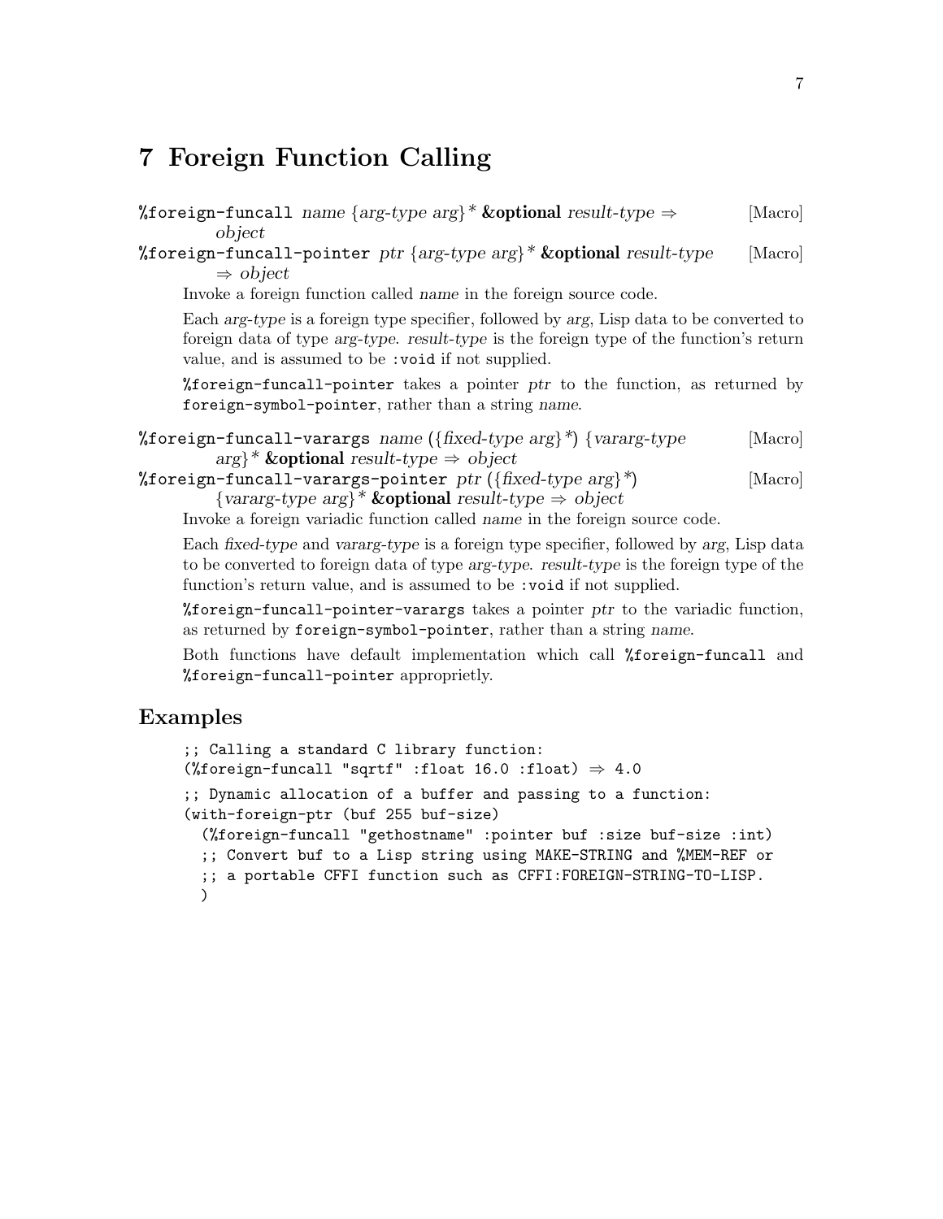# 7 Foreign Function Calling

`%foreign-funcall` *name* {*arg-type arg*}* **&optional** *result-type* ⇒ *object* [Macro]

`%foreign-funcall-pointer` *ptr* {*arg-type arg*}* **&optional** *result-type* ⇒ *object* [Macro]

Invoke a foreign function called *name* in the foreign source code.

Each *arg-type* is a foreign type specifier, followed by *arg*, Lisp data to be converted to foreign data of type *arg-type*. *result-type* is the foreign type of the function's return value, and is assumed to be `:void` if not supplied.

`%foreign-funcall-pointer` takes a pointer *ptr* to the function, as returned by `foreign-symbol-pointer`, rather than a string *name*.

`%foreign-funcall-varargs` *name* ({*fixed-type arg*}*) {*vararg-type arg*}* **&optional** *result-type* ⇒ *object* [Macro]

`%foreign-funcall-varargs-pointer` *ptr* ({*fixed-type arg*}*) {*vararg-type arg*}* **&optional** *result-type* ⇒ *object* [Macro]

Invoke a foreign variadic function called *name* in the foreign source code.

Each *fixed-type* and *vararg-type* is a foreign type specifier, followed by *arg*, Lisp data to be converted to foreign data of type *arg-type*. *result-type* is the foreign type of the function's return value, and is assumed to be `:void` if not supplied.

`%foreign-funcall-pointer-varargs` takes a pointer *ptr* to the variadic function, as returned by `foreign-symbol-pointer`, rather than a string *name*.

Both functions have default implementation which call `%foreign-funcall` and `%foreign-funcall-pointer` appropriately.

## Examples

```
;; Calling a standard C library function:
(%foreign-funcall "sqrtf" :float 16.0 :float) ⇒ 4.0
;; Dynamic allocation of a buffer and passing to a function:
(with-foreign-ptr (buf 255 buf-size)
  (%foreign-funcall "gethostname" :pointer buf :size buf-size :int)
  ;; Convert buf to a Lisp string using MAKE-STRING and %MEM-REF or
  ;; a portable CFFI function such as CFFI:FOREIGN-STRING-TO-LISP.
  )
```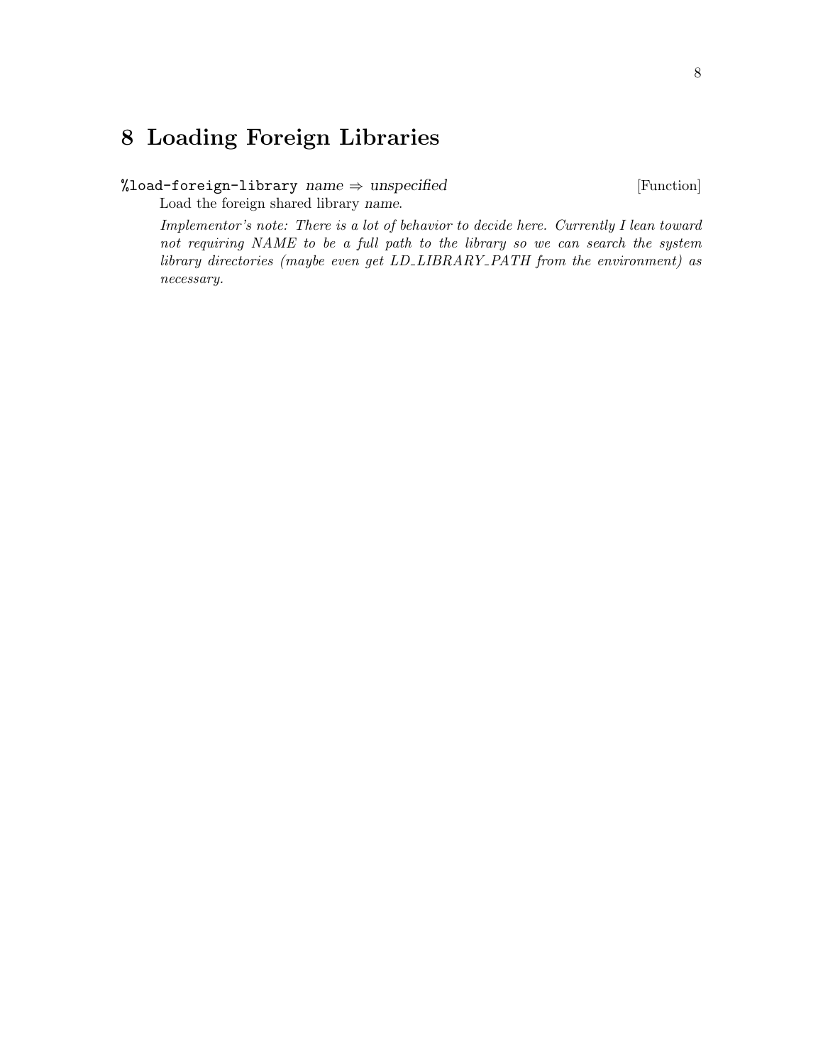# 8 Loading Foreign Libraries

`%load-foreign-library` *name* ⇒ *unspecified* [Function]

Load the foreign shared library *name*.

*Implementor's note: There is a lot of behavior to decide here. Currently I lean toward not requiring NAME to be a full path to the library so we can search the system library directories (maybe even get LD_LIBRARY_PATH from the environment) as necessary.*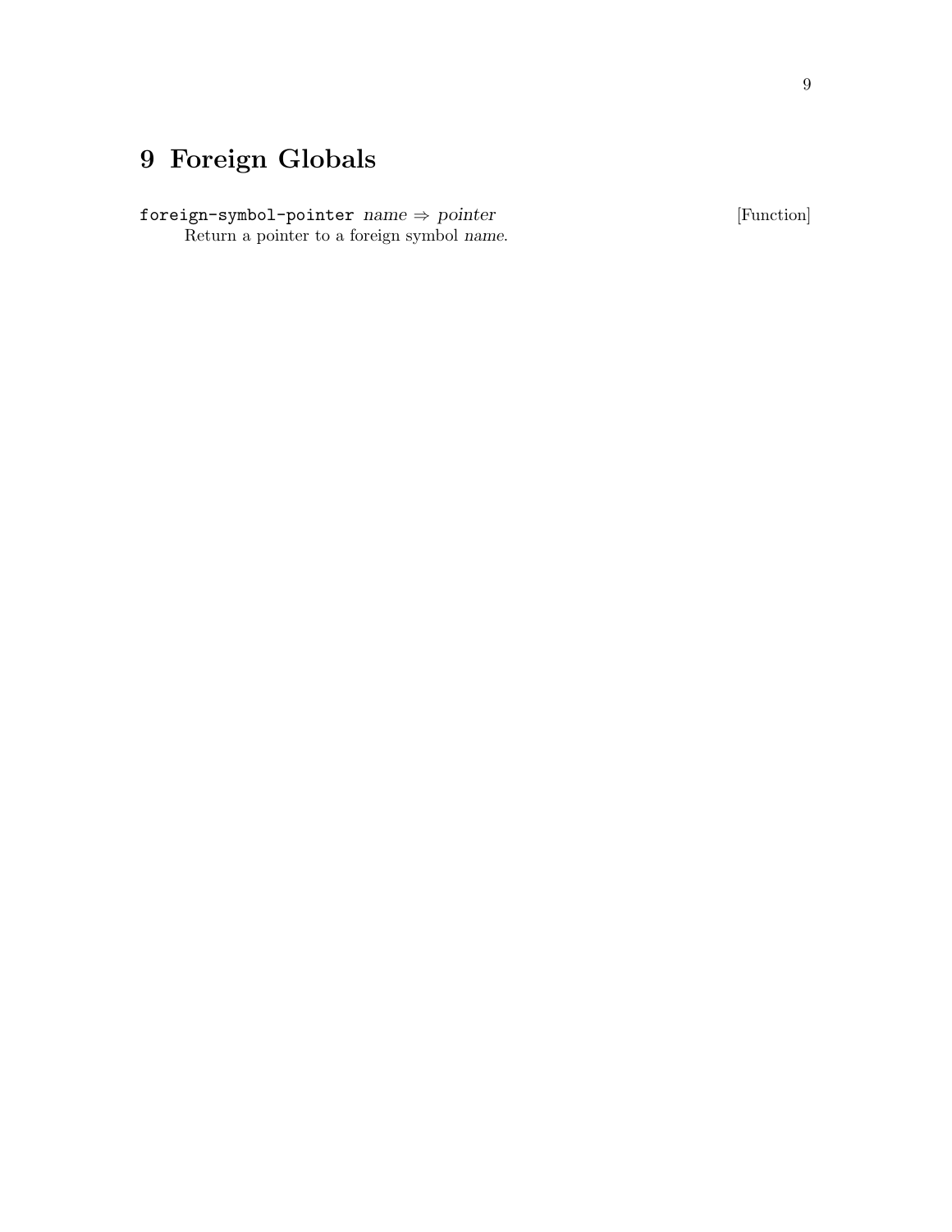# 9 Foreign Globals

`foreign-symbol-pointer` *name* ⇒ *pointer* [Function]

Return a pointer to a foreign symbol *name*.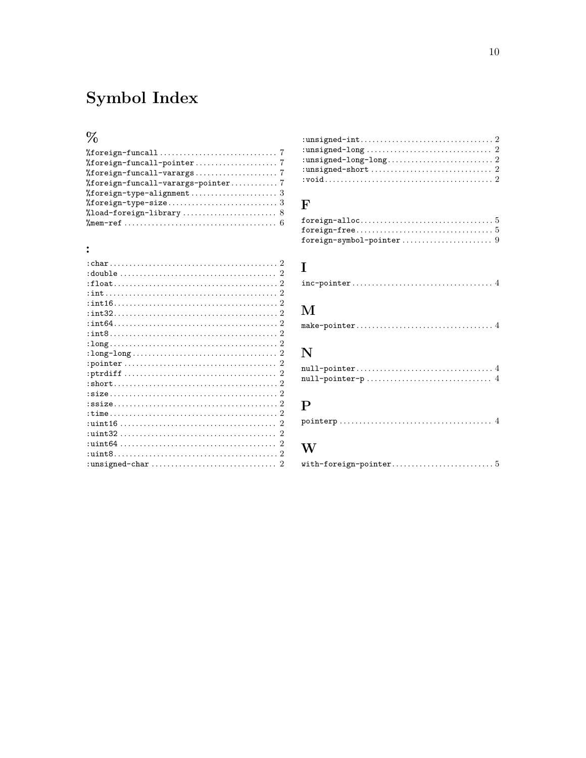# Symbol Index

## %

- `%foreign-funcall` .... 7
- `%foreign-funcall-pointer` .... 7
- `%foreign-funcall-varargs` .... 7
- `%foreign-funcall-varargs-pointer` .... 7
- `%foreign-type-alignment` .... 3
- `%foreign-type-size` .... 3
- `%load-foreign-library` .... 8
- `%mem-ref` .... 6

## :

- `:char` .... 2
- `:double` .... 2
- `:float` .... 2
- `:int` .... 2
- `:int16` .... 2
- `:int32` .... 2
- `:int64` .... 2
- `:int8` .... 2
- `:long` .... 2
- `:long-long` .... 2
- `:pointer` .... 2
- `:ptrdiff` .... 2
- `:short` .... 2
- `:size` .... 2
- `:ssize` .... 2
- `:time` .... 2
- `:uint16` .... 2
- `:uint32` .... 2
- `:uint64` .... 2
- `:uint8` .... 2
- `:unsigned-char` .... 2
- `:unsigned-int` .... 2
- `:unsigned-long` .... 2
- `:unsigned-long-long` .... 2
- `:unsigned-short` .... 2
- `:void` .... 2

## F

- `foreign-alloc` .... 5
- `foreign-free` .... 5
- `foreign-symbol-pointer` .... 9

## I

- `inc-pointer` .... 4

## M

- `make-pointer` .... 4

## N

- `null-pointer` .... 4
- `null-pointer-p` .... 4

## P

- `pointerp` .... 4

## W

- `with-foreign-pointer` .... 5